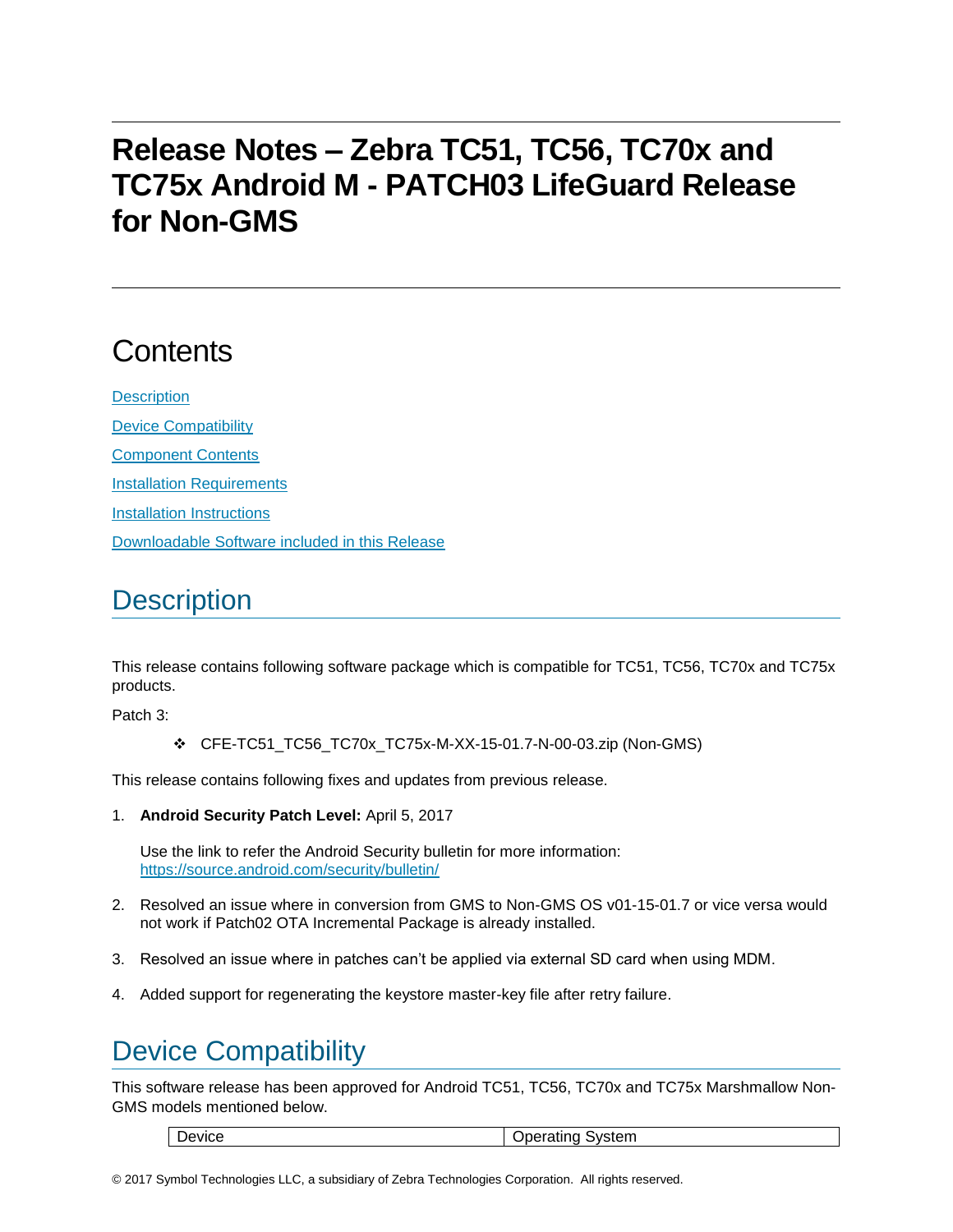# Release Notes – Zebra TC51, TC56, TC70x and TC75x Android M - PATCH03 LifeGuard Release for Non-GMS

## Contents

[Description](#description)

[Device Compatibility](#device-compatibility)

[Component Contents](#component-contents)

[Installation Requirements](#installation-requirements)

[Installation Instructions](#installation-instructions)

[Downloadable Software included in this Release](#downloadable-software-included-in-this-release)

## Description

This release contains following software package which is compatible for TC51, TC56, TC70x and TC75x products.

Patch 3:

- CFE-TC51_TC56_TC70x_TC75x-M-XX-15-01.7-N-00-03.zip (Non-GMS)

This release contains following fixes and updates from previous release.

1. **Android Security Patch Level:** April 5, 2017

   Use the link to refer the Android Security bulletin for more information: [https://source.android.com/security/bulletin/](https://source.android.com/security/bulletin/)

2. Resolved an issue where in conversion from GMS to Non-GMS OS v01-15-01.7 or vice versa would not work if Patch02 OTA Incremental Package is already installed.

3. Resolved an issue where in patches can't be applied via external SD card when using MDM.

4. Added support for regenerating the keystore master-key file after retry failure.

## Device Compatibility

This software release has been approved for Android TC51, TC56, TC70x and TC75x Marshmallow Non-GMS models mentioned below.

| Device | Operating System |
| --- | --- |

© 2017 Symbol Technologies LLC, a subsidiary of Zebra Technologies Corporation. All rights reserved.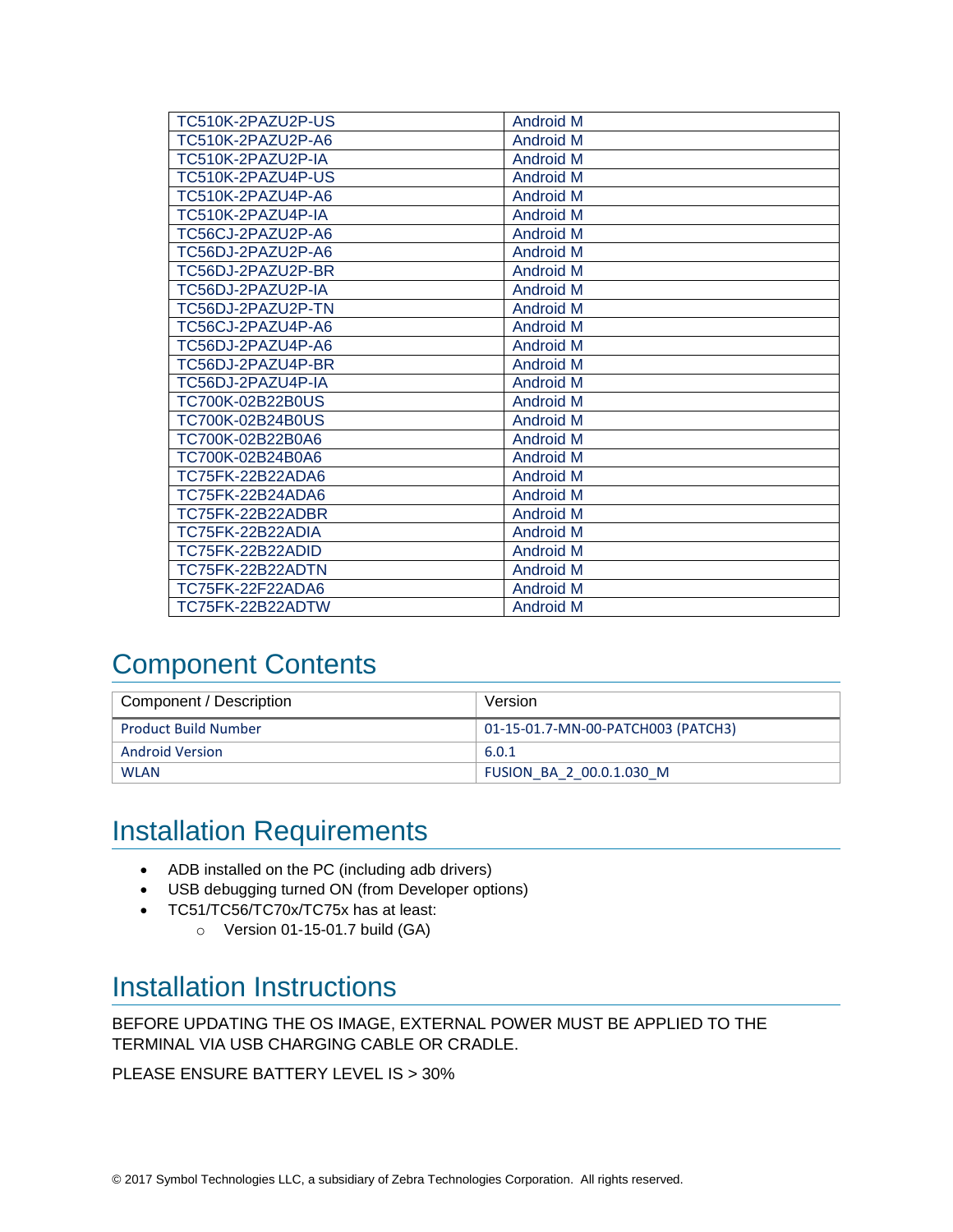| | |
|---|---|
| TC510K-2PAZU2P-US | Android M |
| TC510K-2PAZU2P-A6 | Android M |
| TC510K-2PAZU2P-IA | Android M |
| TC510K-2PAZU4P-US | Android M |
| TC510K-2PAZU4P-A6 | Android M |
| TC510K-2PAZU4P-IA | Android M |
| TC56CJ-2PAZU2P-A6 | Android M |
| TC56DJ-2PAZU2P-A6 | Android M |
| TC56DJ-2PAZU2P-BR | Android M |
| TC56DJ-2PAZU2P-IA | Android M |
| TC56DJ-2PAZU2P-TN | Android M |
| TC56CJ-2PAZU4P-A6 | Android M |
| TC56DJ-2PAZU4P-A6 | Android M |
| TC56DJ-2PAZU4P-BR | Android M |
| TC56DJ-2PAZU4P-IA | Android M |
| TC700K-02B22B0US | Android M |
| TC700K-02B24B0US | Android M |
| TC700K-02B22B0A6 | Android M |
| TC700K-02B24B0A6 | Android M |
| TC75FK-22B22ADA6 | Android M |
| TC75FK-22B24ADA6 | Android M |
| TC75FK-22B22ADBR | Android M |
| TC75FK-22B22ADIA | Android M |
| TC75FK-22B22ADID | Android M |
| TC75FK-22B22ADTN | Android M |
| TC75FK-22F22ADA6 | Android M |
| TC75FK-22B22ADTW | Android M |

# Component Contents

| Component / Description | Version |
|---|---|
| Product Build Number | 01-15-01.7-MN-00-PATCH003 (PATCH3) |
| Android Version | 6.0.1 |
| WLAN | FUSION_BA_2_00.0.1.030_M |

# Installation Requirements

- ADB installed on the PC (including adb drivers)
- USB debugging turned ON (from Developer options)
- TC51/TC56/TC70x/TC75x has at least:
  - Version 01-15-01.7 build (GA)

# Installation Instructions

BEFORE UPDATING THE OS IMAGE, EXTERNAL POWER MUST BE APPLIED TO THE TERMINAL VIA USB CHARGING CABLE OR CRADLE.

PLEASE ENSURE BATTERY LEVEL IS > 30%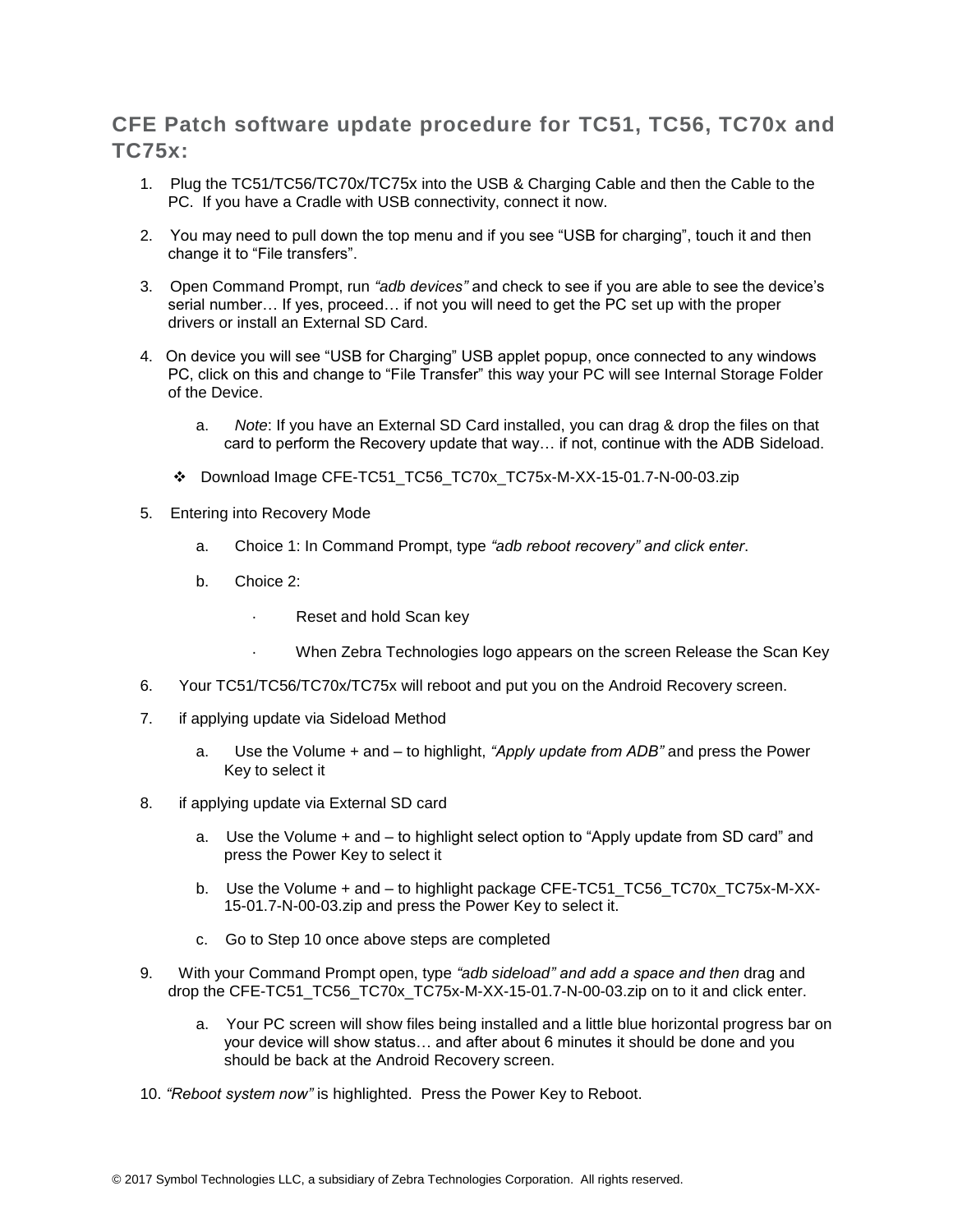## CFE Patch software update procedure for TC51, TC56, TC70x and TC75x:

1. Plug the TC51/TC56/TC70x/TC75x into the USB & Charging Cable and then the Cable to the PC. If you have a Cradle with USB connectivity, connect it now.

2. You may need to pull down the top menu and if you see "USB for charging", touch it and then change it to "File transfers".

3. Open Command Prompt, run *"adb devices"* and check to see if you are able to see the device's serial number… If yes, proceed… if not you will need to get the PC set up with the proper drivers or install an External SD Card.

4. On device you will see "USB for Charging" USB applet popup, once connected to any windows PC, click on this and change to "File Transfer" this way your PC will see Internal Storage Folder of the Device.

   a. *Note*: If you have an External SD Card installed, you can drag & drop the files on that card to perform the Recovery update that way… if not, continue with the ADB Sideload.

   ❖ Download Image CFE-TC51_TC56_TC70x_TC75x-M-XX-15-01.7-N-00-03.zip

5. Entering into Recovery Mode

   a. Choice 1: In Command Prompt, type *"adb reboot recovery" and click enter*.

   b. Choice 2:

      - Reset and hold Scan key
      - When Zebra Technologies logo appears on the screen Release the Scan Key

6. Your TC51/TC56/TC70x/TC75x will reboot and put you on the Android Recovery screen.

7. if applying update via Sideload Method

   a. Use the Volume + and – to highlight, *"Apply update from ADB"* and press the Power Key to select it

8. if applying update via External SD card

   a. Use the Volume + and – to highlight select option to "Apply update from SD card" and press the Power Key to select it

   b. Use the Volume + and – to highlight package CFE-TC51_TC56_TC70x_TC75x-M-XX-15-01.7-N-00-03.zip and press the Power Key to select it.

   c. Go to Step 10 once above steps are completed

9. With your Command Prompt open, type *"adb sideload" and add a space and then* drag and drop the CFE-TC51_TC56_TC70x_TC75x-M-XX-15-01.7-N-00-03.zip on to it and click enter.

   a. Your PC screen will show files being installed and a little blue horizontal progress bar on your device will show status… and after about 6 minutes it should be done and you should be back at the Android Recovery screen.

10. *"Reboot system now"* is highlighted. Press the Power Key to Reboot.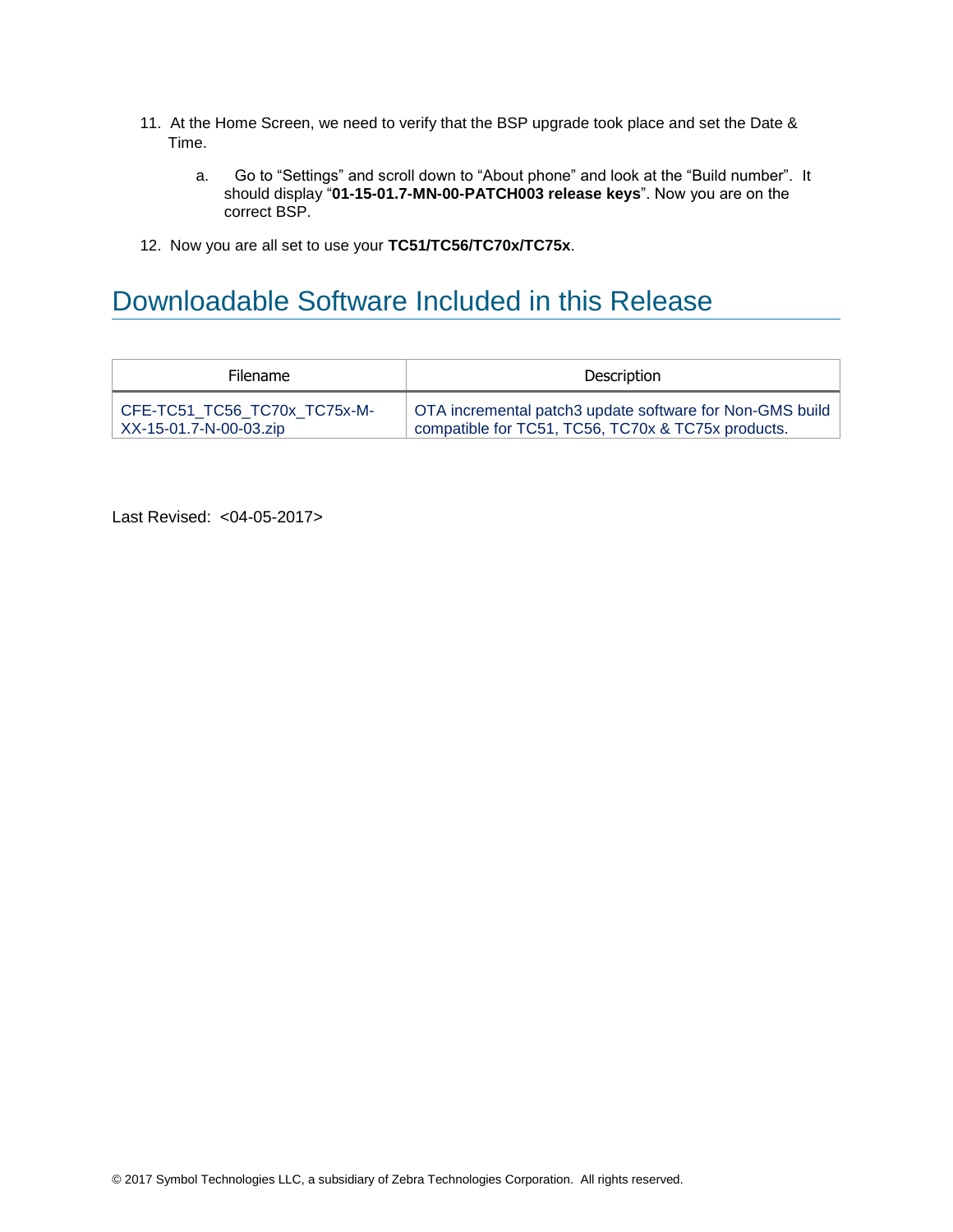11. At the Home Screen, we need to verify that the BSP upgrade took place and set the Date & Time.

    a. Go to “Settings” and scroll down to “About phone” and look at the “Build number”. It should display “**01-15-01.7-MN-00-PATCH003 release keys**”. Now you are on the correct BSP.

12. Now you are all set to use your **TC51/TC56/TC70x/TC75x**.

## Downloadable Software Included in this Release

| Filename | Description |
|---|---|
| CFE-TC51_TC56_TC70x_TC75x-M-XX-15-01.7-N-00-03.zip | OTA incremental patch3 update software for Non-GMS build compatible for TC51, TC56, TC70x & TC75x products. |

Last Revised: <04-05-2017>

© 2017 Symbol Technologies LLC, a subsidiary of Zebra Technologies Corporation. All rights reserved.